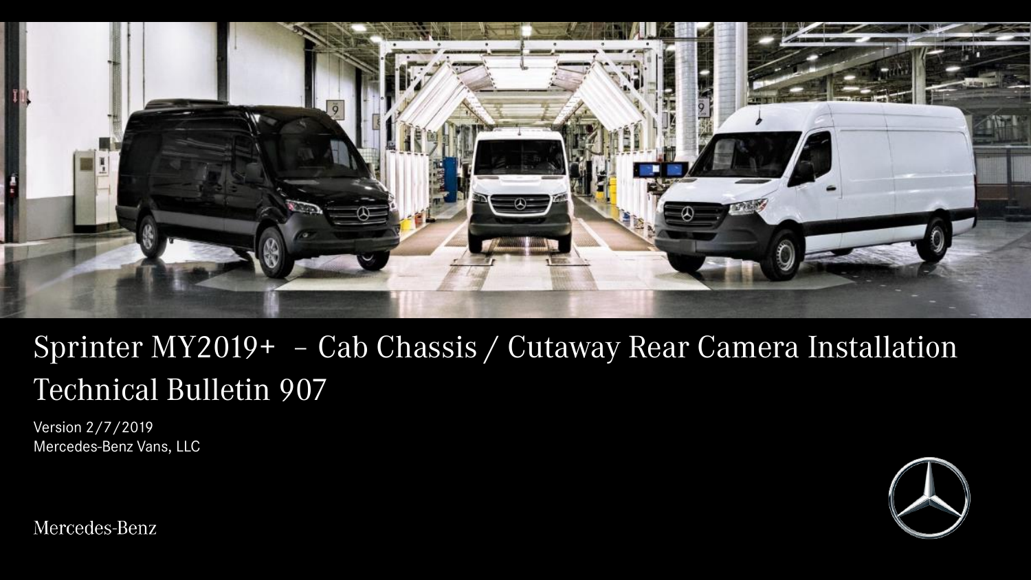# Sprinter MY2019+ – Cab Chassis / Cutaway Rear Camera Installation Technical Bulletin 907

Version 2/7/2019
Mercedes-Benz Vans, LLC

Mercedes-Benz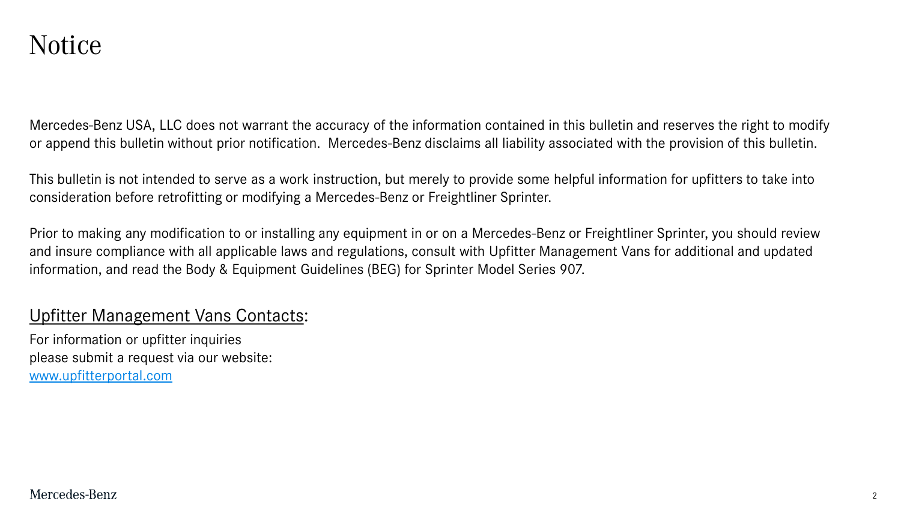# Notice

Mercedes-Benz USA, LLC does not warrant the accuracy of the information contained in this bulletin and reserves the right to modify or append this bulletin without prior notification. Mercedes-Benz disclaims all liability associated with the provision of this bulletin.

This bulletin is not intended to serve as a work instruction, but merely to provide some helpful information for upfitters to take into consideration before retrofitting or modifying a Mercedes-Benz or Freightliner Sprinter.

Prior to making any modification to or installing any equipment in or on a Mercedes-Benz or Freightliner Sprinter, you should review and insure compliance with all applicable laws and regulations, consult with Upfitter Management Vans for additional and updated information, and read the Body & Equipment Guidelines (BEG) for Sprinter Model Series 907.

## Upfitter Management Vans Contacts:

For information or upfitter inquiries
please submit a request via our website:
[www.upfitterportal.com](http://www.upfitterportal.com)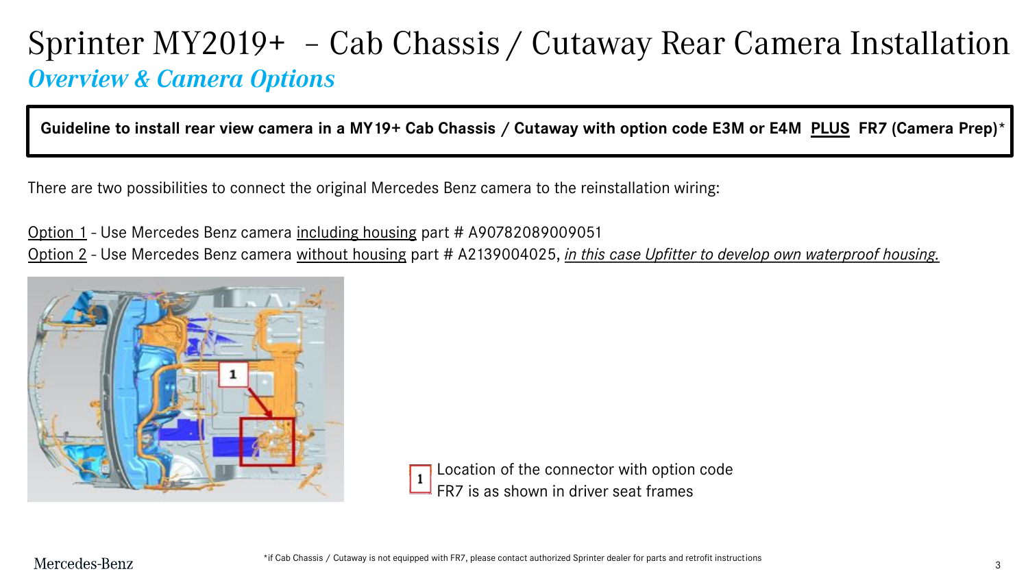# Sprinter MY2019+ – Cab Chassis / Cutaway Rear Camera Installation

## *Overview & Camera Options*

**Guideline to install rear view camera in a MY19+ Cab Chassis / Cutaway with option code E3M or E4M PLUS FR7 (Camera Prep)***

There are two possibilities to connect the original Mercedes Benz camera to the reinstallation wiring:

Option 1 - Use Mercedes Benz camera including housing part # A90782089009051
Option 2 - Use Mercedes Benz camera without housing part # A2139004025, *in this case Upfitter to develop own waterproof housing.*

1 Location of the connector with option code FR7 is as shown in driver seat frames

*if Cab Chassis / Cutaway is not equipped with FR7, please contact authorized Sprinter dealer for parts and retrofit instructions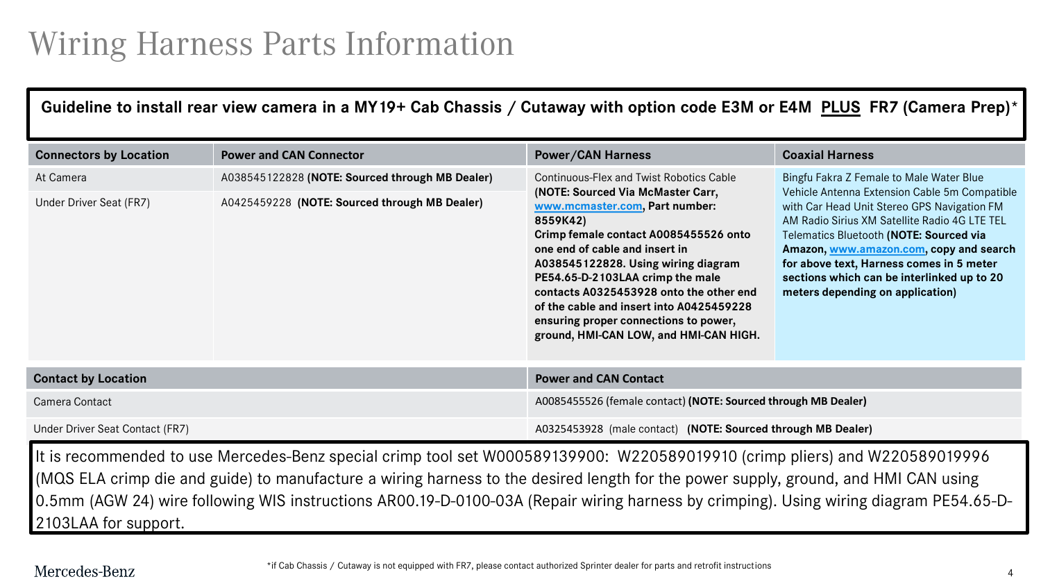# Wiring Harness Parts Information

**Guideline to install rear view camera in a MY19+ Cab Chassis / Cutaway with option code E3M or E4M PLUS FR7 (Camera Prep)***

| Connectors by Location | Power and CAN Connector | Power/CAN Harness | Coaxial Harness |
|---|---|---|---|
| At Camera | A038545122828 **(NOTE: Sourced through MB Dealer)** | Continuous-Flex and Twist Robotics Cable **(NOTE: Sourced Via McMaster Carr, www.mcmaster.com, Part number: 8559K42) Crimp female contact A0085455526 onto one end of cable and insert in A038545122828. Using wiring diagram PE54.65-D-2103LAA crimp the male contacts A0325453928 onto the other end of the cable and insert into A0425459228 ensuring proper connections to power, ground, HMI-CAN LOW, and HMI-CAN HIGH.** | Bingfu Fakra Z Female to Male Water Blue Vehicle Antenna Extension Cable 5m Compatible with Car Head Unit Stereo GPS Navigation FM AM Radio Sirius XM Satellite Radio 4G LTE TEL Telematics Bluetooth **(NOTE: Sourced via Amazon, www.amazon.com, copy and search for above text, Harness comes in 5 meter sections which can be interlinked up to 20 meters depending on application)** |
| Under Driver Seat (FR7) | A0425459228 **(NOTE: Sourced through MB Dealer)** | | |

| Contact by Location | Power and CAN Contact |
|---|---|
| Camera Contact | A0085455526 (female contact) **(NOTE: Sourced through MB Dealer)** |
| Under Driver Seat Contact (FR7) | A0325453928 (male contact) **(NOTE: Sourced through MB Dealer)** |

It is recommended to use Mercedes-Benz special crimp tool set W000589139900: W220589019910 (crimp pliers) and W220589019996 (MQS ELA crimp die and guide) to manufacture a wiring harness to the desired length for the power supply, ground, and HMI CAN using 0.5mm (AGW 24) wire following WIS instructions AR00.19-D-0100-03A (Repair wiring harness by crimping). Using wiring diagram PE54.65-D-2103LAA for support.

*if Cab Chassis / Cutaway is not equipped with FR7, please contact authorized Sprinter dealer for parts and retrofit instructions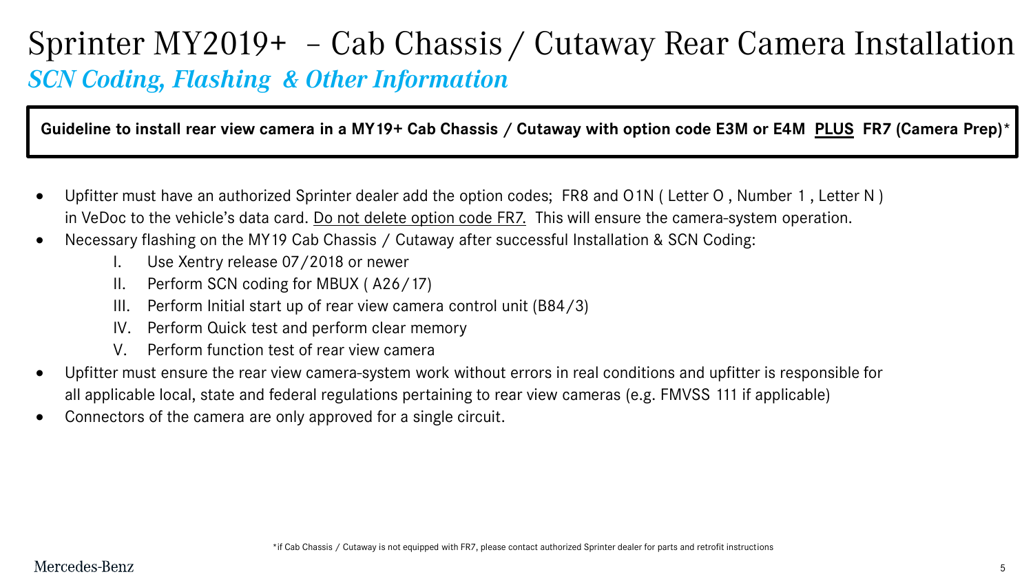# Sprinter MY2019+ – Cab Chassis / Cutaway Rear Camera Installation

## *SCN Coding, Flashing & Other Information*

**Guideline to install rear view camera in a MY19+ Cab Chassis / Cutaway with option code E3M or E4M PLUS FR7 (Camera Prep)***

- Upfitter must have an authorized Sprinter dealer add the option codes; FR8 and O1N ( Letter O , Number 1 , Letter N ) in VeDoc to the vehicle's data card. Do not delete option code FR7. This will ensure the camera-system operation.
- Necessary flashing on the MY19 Cab Chassis / Cutaway after successful Installation & SCN Coding:
  - I. Use Xentry release 07/2018 or newer
  - II. Perform SCN coding for MBUX ( A26/17)
  - III. Perform Initial start up of rear view camera control unit (B84/3)
  - IV. Perform Quick test and perform clear memory
  - V. Perform function test of rear view camera
- Upfitter must ensure the rear view camera-system work without errors in real conditions and upfitter is responsible for all applicable local, state and federal regulations pertaining to rear view cameras (e.g. FMVSS 111 if applicable)
- Connectors of the camera are only approved for a single circuit.

*if Cab Chassis / Cutaway is not equipped with FR7, please contact authorized Sprinter dealer for parts and retrofit instructions

Mercedes-Benz